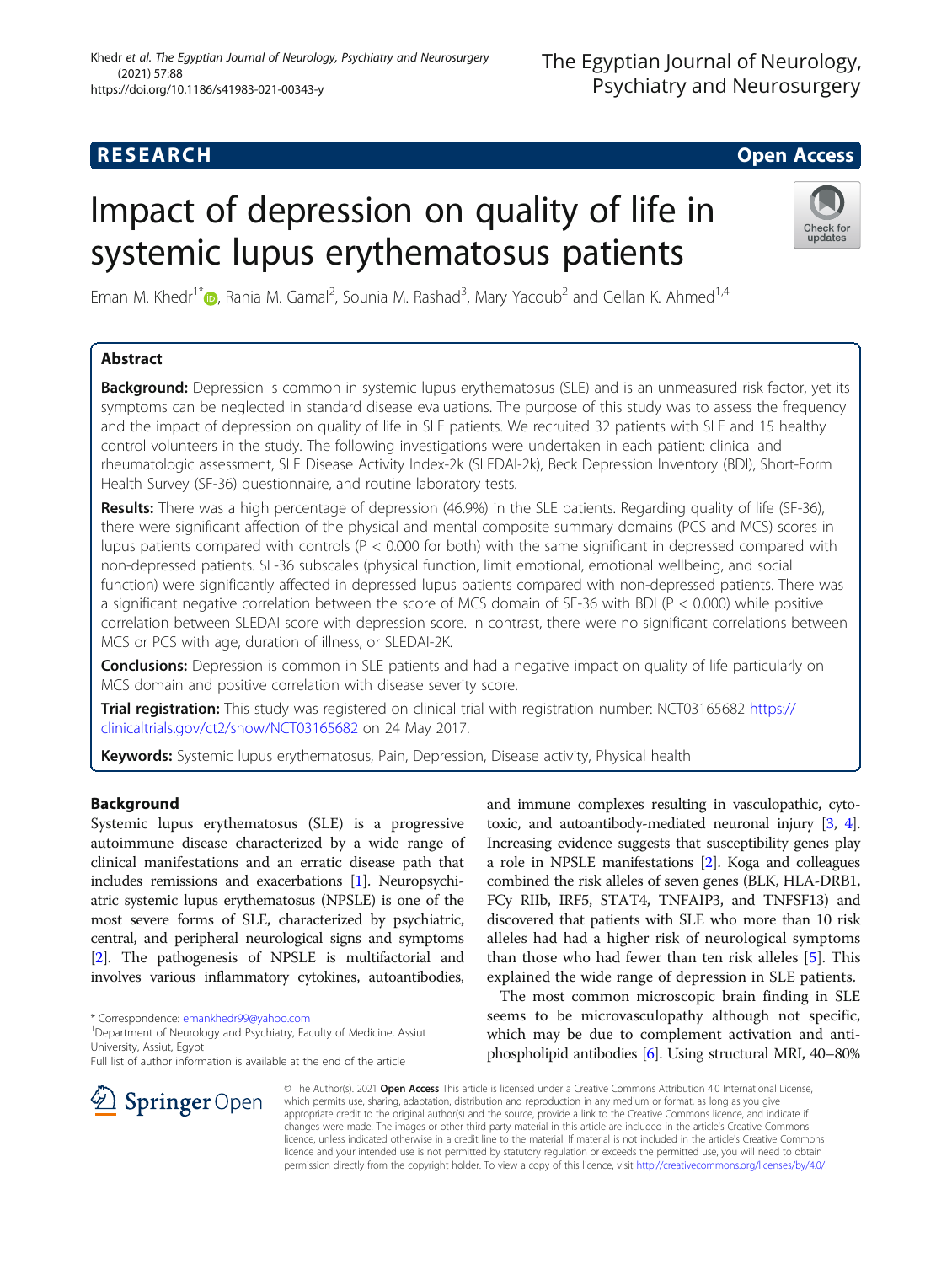RESEARCH

Open Access

# Impact of depression on quality of life in systemic lupus erythematosus patients

Eman M. Khedr[1*], Rania M. Gamal[2], Sounia M. Rashad[3], Mary Yacoub[2] and Gellan K. Ahmed[1,4]

## Abstract

**Background:** Depression is common in systemic lupus erythematosus (SLE) and is an unmeasured risk factor, yet its symptoms can be neglected in standard disease evaluations. The purpose of this study was to assess the frequency and the impact of depression on quality of life in SLE patients. We recruited 32 patients with SLE and 15 healthy control volunteers in the study. The following investigations were undertaken in each patient: clinical and rheumatologic assessment, SLE Disease Activity Index-2k (SLEDAI-2k), Beck Depression Inventory (BDI), Short-Form Health Survey (SF-36) questionnaire, and routine laboratory tests.

**Results:** There was a high percentage of depression (46.9%) in the SLE patients. Regarding quality of life (SF-36), there were significant affection of the physical and mental composite summary domains (PCS and MCS) scores in lupus patients compared with controls ($P < 0.000$ for both) with the same significant in depressed compared with non-depressed patients. SF-36 subscales (physical function, limit emotional, emotional wellbeing, and social function) were significantly affected in depressed lupus patients compared with non-depressed patients. There was a significant negative correlation between the score of MCS domain of SF-36 with BDI ($P < 0.000$) while positive correlation between SLEDAI score with depression score. In contrast, there were no significant correlations between MCS or PCS with age, duration of illness, or SLEDAI-2K.

**Conclusions:** Depression is common in SLE patients and had a negative impact on quality of life particularly on MCS domain and positive correlation with disease severity score.

**Trial registration:** This study was registered on clinical trial with registration number: NCT03165682 https://clinicaltrials.gov/ct2/show/NCT03165682 on 24 May 2017.

**Keywords:** Systemic lupus erythematosus, Pain, Depression, Disease activity, Physical health

## Background

Systemic lupus erythematosus (SLE) is a progressive autoimmune disease characterized by a wide range of clinical manifestations and an erratic disease path that includes remissions and exacerbations [1]. Neuropsychiatric systemic lupus erythematosus (NPSLE) is one of the most severe forms of SLE, characterized by psychiatric, central, and peripheral neurological signs and symptoms [2]. The pathogenesis of NPSLE is multifactorial and involves various inflammatory cytokines, autoantibodies, and immune complexes resulting in vasculopathic, cytotoxic, and autoantibody-mediated neuronal injury [3, 4]. Increasing evidence suggests that susceptibility genes play a role in NPSLE manifestations [2]. Koga and colleagues combined the risk alleles of seven genes (BLK, HLA-DRB1, FCγ RIIb, IRF5, STAT4, TNFAIP3, and TNFSF13) and discovered that patients with SLE who more than 10 risk alleles had had a higher risk of neurological symptoms than those who had fewer than ten risk alleles [5]. This explained the wide range of depression in SLE patients.

The most common microscopic brain finding in SLE seems to be microvasculopathy although not specific, which may be due to complement activation and anti-phospholipid antibodies [6]. Using structural MRI, 40–80%

\* Correspondence: emankhedr99@yahoo.com

[1]Department of Neurology and Psychiatry, Faculty of Medicine, Assiut University, Assiut, Egypt

Full list of author information is available at the end of the article

© The Author(s). 2021 **Open Access** This article is licensed under a Creative Commons Attribution 4.0 International License, which permits use, sharing, adaptation, distribution and reproduction in any medium or format, as long as you give appropriate credit to the original author(s) and the source, provide a link to the Creative Commons licence, and indicate if changes were made. The images or other third party material in this article are included in the article's Creative Commons licence, unless indicated otherwise in a credit line to the material. If material is not included in the article's Creative Commons licence and your intended use is not permitted by statutory regulation or exceeds the permitted use, you will need to obtain permission directly from the copyright holder. To view a copy of this licence, visit http://creativecommons.org/licenses/by/4.0/.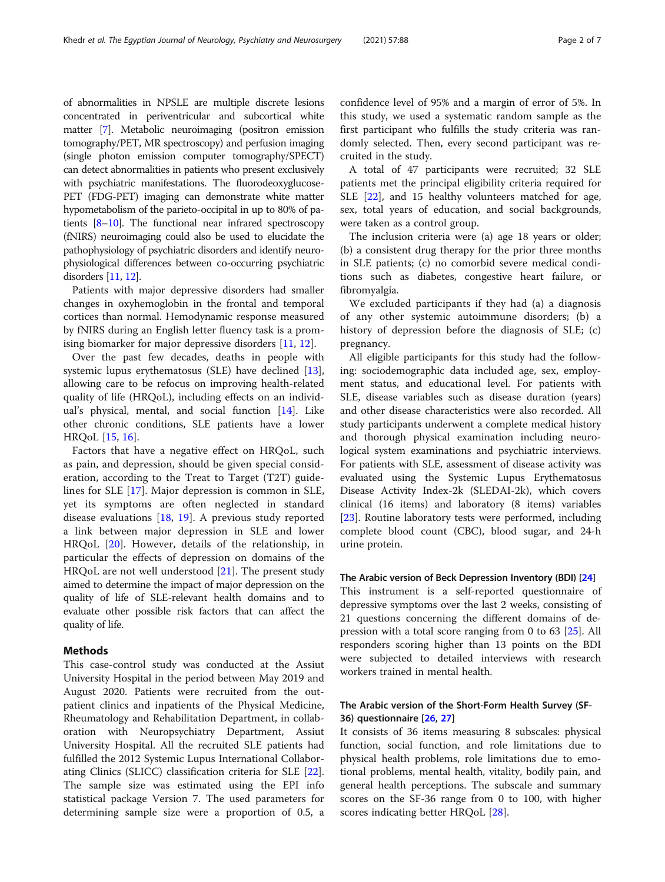of abnormalities in NPSLE are multiple discrete lesions concentrated in periventricular and subcortical white matter [7]. Metabolic neuroimaging (positron emission tomography/PET, MR spectroscopy) and perfusion imaging (single photon emission computer tomography/SPECT) can detect abnormalities in patients who present exclusively with psychiatric manifestations. The fluorodeoxyglucose-PET (FDG-PET) imaging can demonstrate white matter hypometabolism of the parieto-occipital in up to 80% of patients [8–10]. The functional near infrared spectroscopy (fNIRS) neuroimaging could also be used to elucidate the pathophysiology of psychiatric disorders and identify neurophysiological differences between co-occurring psychiatric disorders [11, 12].

Patients with major depressive disorders had smaller changes in oxyhemoglobin in the frontal and temporal cortices than normal. Hemodynamic response measured by fNIRS during an English letter fluency task is a promising biomarker for major depressive disorders [11, 12].

Over the past few decades, deaths in people with systemic lupus erythematosus (SLE) have declined [13], allowing care to be refocus on improving health-related quality of life (HRQoL), including effects on an individual's physical, mental, and social function [14]. Like other chronic conditions, SLE patients have a lower HRQoL [15, 16].

Factors that have a negative effect on HRQoL, such as pain, and depression, should be given special consideration, according to the Treat to Target (T2T) guidelines for SLE [17]. Major depression is common in SLE, yet its symptoms are often neglected in standard disease evaluations [18, 19]. A previous study reported a link between major depression in SLE and lower HRQoL [20]. However, details of the relationship, in particular the effects of depression on domains of the HRQoL are not well understood [21]. The present study aimed to determine the impact of major depression on the quality of life of SLE-relevant health domains and to evaluate other possible risk factors that can affect the quality of life.

## Methods

This case-control study was conducted at the Assiut University Hospital in the period between May 2019 and August 2020. Patients were recruited from the outpatient clinics and inpatients of the Physical Medicine, Rheumatology and Rehabilitation Department, in collaboration with Neuropsychiatry Department, Assiut University Hospital. All the recruited SLE patients had fulfilled the 2012 Systemic Lupus International Collaborating Clinics (SLICC) classification criteria for SLE [22]. The sample size was estimated using the EPI info statistical package Version 7. The used parameters for determining sample size were a proportion of 0.5, a confidence level of 95% and a margin of error of 5%. In this study, we used a systematic random sample as the first participant who fulfills the study criteria was randomly selected. Then, every second participant was recruited in the study.

A total of 47 participants were recruited; 32 SLE patients met the principal eligibility criteria required for SLE [22], and 15 healthy volunteers matched for age, sex, total years of education, and social backgrounds, were taken as a control group.

The inclusion criteria were (a) age 18 years or older; (b) a consistent drug therapy for the prior three months in SLE patients; (c) no comorbid severe medical conditions such as diabetes, congestive heart failure, or fibromyalgia.

We excluded participants if they had (a) a diagnosis of any other systemic autoimmune disorders; (b) a history of depression before the diagnosis of SLE; (c) pregnancy.

All eligible participants for this study had the following: sociodemographic data included age, sex, employment status, and educational level. For patients with SLE, disease variables such as disease duration (years) and other disease characteristics were also recorded. All study participants underwent a complete medical history and thorough physical examination including neurological system examinations and psychiatric interviews. For patients with SLE, assessment of disease activity was evaluated using the Systemic Lupus Erythematosus Disease Activity Index-2k (SLEDAI-2k), which covers clinical (16 items) and laboratory (8 items) variables [23]. Routine laboratory tests were performed, including complete blood count (CBC), blood sugar, and 24-h urine protein.

### The Arabic version of Beck Depression Inventory (BDI) [24]

This instrument is a self-reported questionnaire of depressive symptoms over the last 2 weeks, consisting of 21 questions concerning the different domains of depression with a total score ranging from 0 to 63 [25]. All responders scoring higher than 13 points on the BDI were subjected to detailed interviews with research workers trained in mental health.

### The Arabic version of the Short-Form Health Survey (SF-36) questionnaire [26, 27]

It consists of 36 items measuring 8 subscales: physical function, social function, and role limitations due to physical health problems, role limitations due to emotional problems, mental health, vitality, bodily pain, and general health perceptions. The subscale and summary scores on the SF-36 range from 0 to 100, with higher scores indicating better HRQoL [28].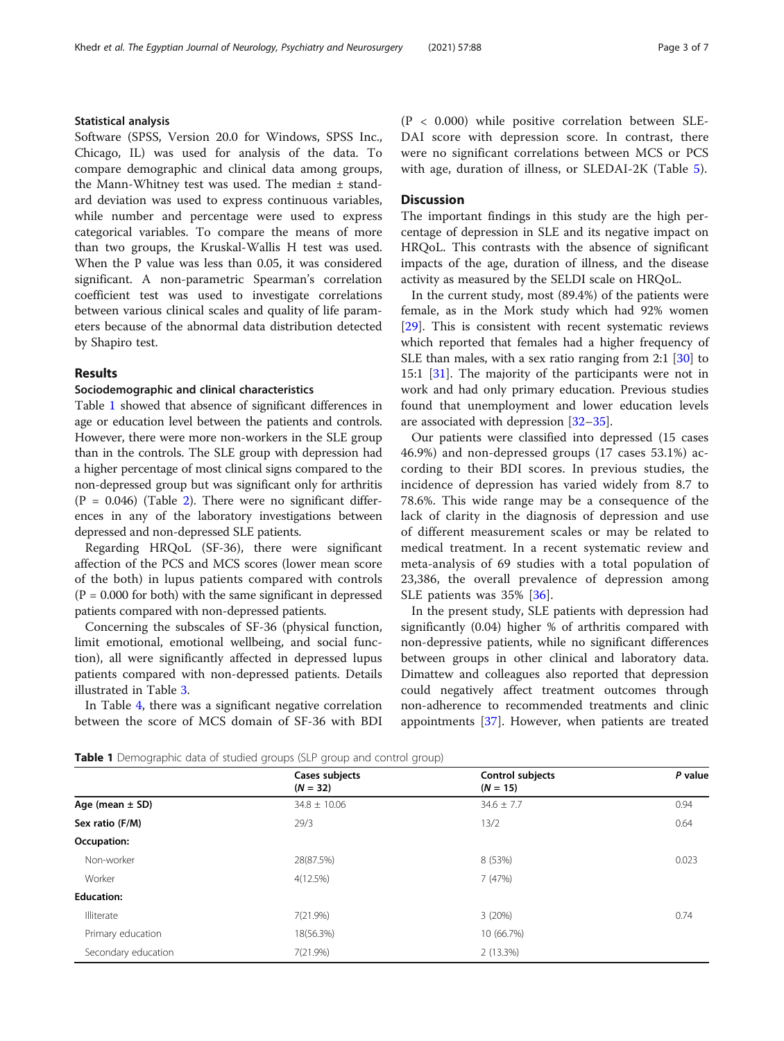### Statistical analysis

Software (SPSS, Version 20.0 for Windows, SPSS Inc., Chicago, IL) was used for analysis of the data. To compare demographic and clinical data among groups, the Mann-Whitney test was used. The median ± standard deviation was used to express continuous variables, while number and percentage were used to express categorical variables. To compare the means of more than two groups, the Kruskal-Wallis H test was used. When the P value was less than 0.05, it was considered significant. A non-parametric Spearman's correlation coefficient test was used to investigate correlations between various clinical scales and quality of life parameters because of the abnormal data distribution detected by Shapiro test.

## Results

### Sociodemographic and clinical characteristics

Table 1 showed that absence of significant differences in age or education level between the patients and controls. However, there were more non-workers in the SLE group than in the controls. The SLE group with depression had a higher percentage of most clinical signs compared to the non-depressed group but was significant only for arthritis (P = 0.046) (Table 2). There were no significant differences in any of the laboratory investigations between depressed and non-depressed SLE patients.

Regarding HRQoL (SF-36), there were significant affection of the PCS and MCS scores (lower mean score of the both) in lupus patients compared with controls (P = 0.000 for both) with the same significant in depressed patients compared with non-depressed patients.

Concerning the subscales of SF-36 (physical function, limit emotional, emotional wellbeing, and social function), all were significantly affected in depressed lupus patients compared with non-depressed patients. Details illustrated in Table 3.

In Table 4, there was a significant negative correlation between the score of MCS domain of SF-36 with BDI (P < 0.000) while positive correlation between SLEDAI score with depression score. In contrast, there were no significant correlations between MCS or PCS with age, duration of illness, or SLEDAI-2K (Table 5).

## Discussion

The important findings in this study are the high percentage of depression in SLE and its negative impact on HRQoL. This contrasts with the absence of significant impacts of the age, duration of illness, and the disease activity as measured by the SELDI scale on HRQoL.

In the current study, most (89.4%) of the patients were female, as in the Mork study which had 92% women [29]. This is consistent with recent systematic reviews which reported that females had a higher frequency of SLE than males, with a sex ratio ranging from 2:1 [30] to 15:1 [31]. The majority of the participants were not in work and had only primary education. Previous studies found that unemployment and lower education levels are associated with depression [32–35].

Our patients were classified into depressed (15 cases 46.9%) and non-depressed groups (17 cases 53.1%) according to their BDI scores. In previous studies, the incidence of depression has varied widely from 8.7 to 78.6%. This wide range may be a consequence of the lack of clarity in the diagnosis of depression and use of different measurement scales or may be related to medical treatment. In a recent systematic review and meta-analysis of 69 studies with a total population of 23,386, the overall prevalence of depression among SLE patients was 35% [36].

In the present study, SLE patients with depression had significantly (0.04) higher % of arthritis compared with non-depressive patients, while no significant differences between groups in other clinical and laboratory data. Dimattew and colleagues also reported that depression could negatively affect treatment outcomes through non-adherence to recommended treatments and clinic appointments [37]. However, when patients are treated

**Table 1** Demographic data of studied groups (SLP group and control group)

| | Cases subjects (*N* = 32) | Control subjects (*N* = 15) | *P* value |
|---|---|---|---|
| **Age (mean ± SD)** | 34.8 ± 10.06 | 34.6 ± 7.7 | 0.94 |
| **Sex ratio (F/M)** | 29/3 | 13/2 | 0.64 |
| **Occupation:** | | | |
| Non-worker | 28(87.5%) | 8 (53%) | 0.023 |
| Worker | 4(12.5%) | 7 (47%) | |
| **Education:** | | | |
| Illiterate | 7(21.9%) | 3 (20%) | 0.74 |
| Primary education | 18(56.3%) | 10 (66.7%) | |
| Secondary education | 7(21.9%) | 2 (13.3%) | |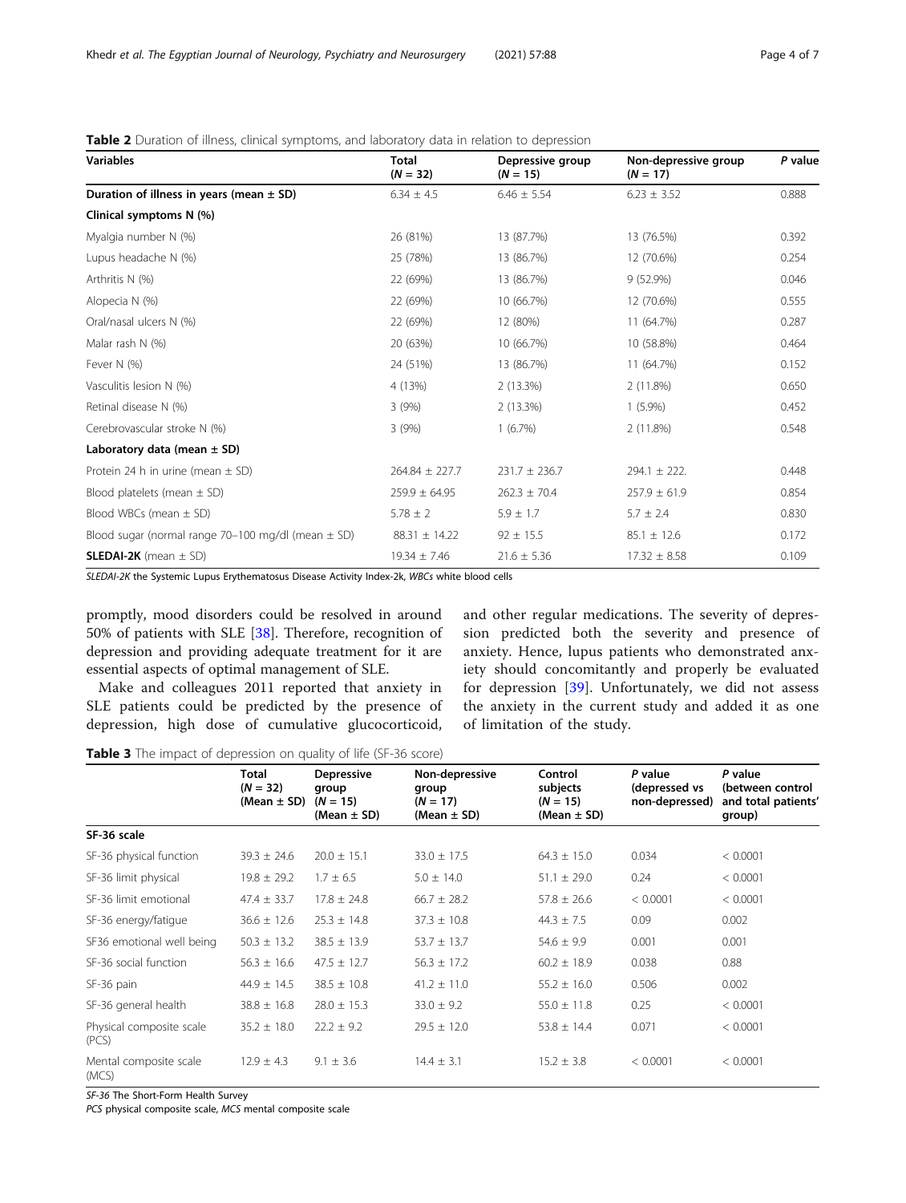**Table 2** Duration of illness, clinical symptoms, and laboratory data in relation to depression

| Variables | Total ($N = 32$) | Depressive group ($N = 15$) | Non-depressive group ($N = 17$) | *P* value |
|---|---|---|---|---|
| **Duration of illness in years (mean ± SD)** | 6.34 ± 4.5 | 6.46 ± 5.54 | 6.23 ± 3.52 | 0.888 |
| **Clinical symptoms N (%)** | | | | |
| Myalgia number N (%) | 26 (81%) | 13 (87.7%) | 13 (76.5%) | 0.392 |
| Lupus headache N (%) | 25 (78%) | 13 (86.7%) | 12 (70.6%) | 0.254 |
| Arthritis N (%) | 22 (69%) | 13 (86.7%) | 9 (52.9%) | 0.046 |
| Alopecia N (%) | 22 (69%) | 10 (66.7%) | 12 (70.6%) | 0.555 |
| Oral/nasal ulcers N (%) | 22 (69%) | 12 (80%) | 11 (64.7%) | 0.287 |
| Malar rash N (%) | 20 (63%) | 10 (66.7%) | 10 (58.8%) | 0.464 |
| Fever N (%) | 24 (51%) | 13 (86.7%) | 11 (64.7%) | 0.152 |
| Vasculitis lesion N (%) | 4 (13%) | 2 (13.3%) | 2 (11.8%) | 0.650 |
| Retinal disease N (%) | 3 (9%) | 2 (13.3%) | 1 (5.9%) | 0.452 |
| Cerebrovascular stroke N (%) | 3 (9%) | 1 (6.7%) | 2 (11.8%) | 0.548 |
| **Laboratory data (mean ± SD)** | | | | |
| Protein 24 h in urine (mean ± SD) | 264.84 ± 227.7 | 231.7 ± 236.7 | 294.1 ± 222. | 0.448 |
| Blood platelets (mean ± SD) | 259.9 ± 64.95 | 262.3 ± 70.4 | 257.9 ± 61.9 | 0.854 |
| Blood WBCs (mean ± SD) | 5.78 ± 2 | 5.9 ± 1.7 | 5.7 ± 2.4 | 0.830 |
| Blood sugar (normal range 70–100 mg/dl (mean ± SD) | 88.31 ± 14.22 | 92 ± 15.5 | 85.1 ± 12.6 | 0.172 |
| **SLEDAI-2K** (mean ± SD) | 19.34 ± 7.46 | 21.6 ± 5.36 | 17.32 ± 8.58 | 0.109 |

*SLEDAI-2K* the Systemic Lupus Erythematosus Disease Activity Index-2k, *WBCs* white blood cells

promptly, mood disorders could be resolved in around 50% of patients with SLE [38]. Therefore, recognition of depression and providing adequate treatment for it are essential aspects of optimal management of SLE.

Make and colleagues 2011 reported that anxiety in SLE patients could be predicted by the presence of depression, high dose of cumulative glucocorticoid, and other regular medications. The severity of depression predicted both the severity and presence of anxiety. Hence, lupus patients who demonstrated anxiety should concomitantly and properly be evaluated for depression [39]. Unfortunately, we did not assess the anxiety in the current study and added it as one of limitation of the study.

**Table 3** The impact of depression on quality of life (SF-36 score)

| | Total ($N = 32$) (Mean ± SD) | Depressive group ($N = 15$) (Mean ± SD) | Non-depressive group ($N = 17$) (Mean ± SD) | Control subjects ($N = 15$) (Mean ± SD) | *P* value (depressed vs non-depressed) | *P* value (between control and total patients' group) |
|---|---|---|---|---|---|---|
| **SF-36 scale** | | | | | | |
| SF-36 physical function | 39.3 ± 24.6 | 20.0 ± 15.1 | 33.0 ± 17.5 | 64.3 ± 15.0 | 0.034 | < 0.0001 |
| SF-36 limit physical | 19.8 ± 29.2 | 1.7 ± 6.5 | 5.0 ± 14.0 | 51.1 ± 29.0 | 0.24 | < 0.0001 |
| SF-36 limit emotional | 47.4 ± 33.7 | 17.8 ± 24.8 | 66.7 ± 28.2 | 57.8 ± 26.6 | < 0.0001 | < 0.0001 |
| SF-36 energy/fatigue | 36.6 ± 12.6 | 25.3 ± 14.8 | 37.3 ± 10.8 | 44.3 ± 7.5 | 0.09 | 0.002 |
| SF36 emotional well being | 50.3 ± 13.2 | 38.5 ± 13.9 | 53.7 ± 13.7 | 54.6 ± 9.9 | 0.001 | 0.001 |
| SF-36 social function | 56.3 ± 16.6 | 47.5 ± 12.7 | 56.3 ± 17.2 | 60.2 ± 18.9 | 0.038 | 0.88 |
| SF-36 pain | 44.9 ± 14.5 | 38.5 ± 10.8 | 41.2 ± 11.0 | 55.2 ± 16.0 | 0.506 | 0.002 |
| SF-36 general health | 38.8 ± 16.8 | 28.0 ± 15.3 | 33.0 ± 9.2 | 55.0 ± 11.8 | 0.25 | < 0.0001 |
| Physical composite scale (PCS) | 35.2 ± 18.0 | 22.2 ± 9.2 | 29.5 ± 12.0 | 53.8 ± 14.4 | 0.071 | < 0.0001 |
| Mental composite scale (MCS) | 12.9 ± 4.3 | 9.1 ± 3.6 | 14.4 ± 3.1 | 15.2 ± 3.8 | < 0.0001 | < 0.0001 |

*SF-36* The Short-Form Health Survey
*PCS* physical composite scale, *MCS* mental composite scale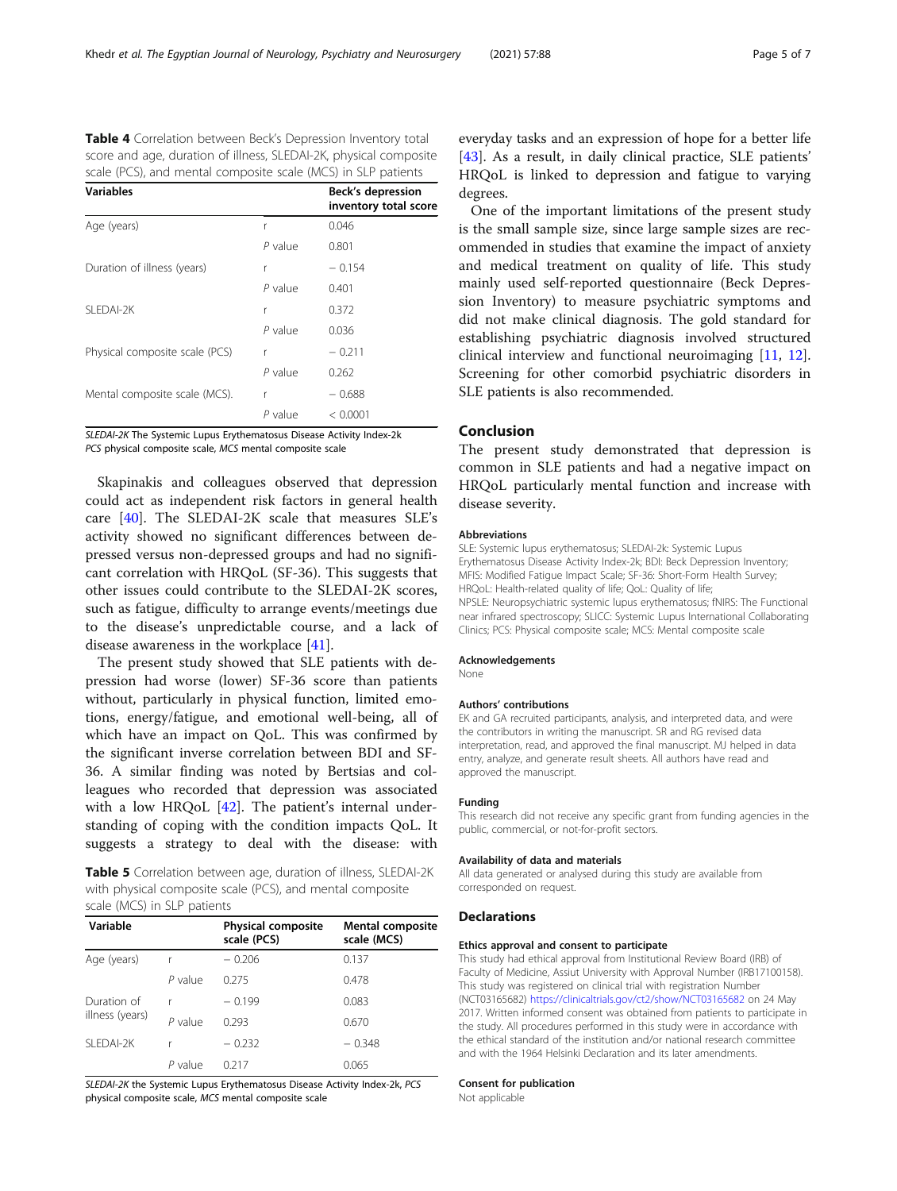**Table 4** Correlation between Beck's Depression Inventory total score and age, duration of illness, SLEDAI-2K, physical composite scale (PCS), and mental composite scale (MCS) in SLP patients

| Variables | | Beck's depression inventory total score |
|---|---|---|
| Age (years) | r | 0.046 |
| | *P* value | 0.801 |
| Duration of illness (years) | r | − 0.154 |
| | *P* value | 0.401 |
| SLEDAI-2K | r | 0.372 |
| | *P* value | 0.036 |
| Physical composite scale (PCS) | r | − 0.211 |
| | *P* value | 0.262 |
| Mental composite scale (MCS). | r | − 0.688 |
| | *P* value | < 0.0001 |

*SLEDAI-2K* The Systemic Lupus Erythematosus Disease Activity Index-2k
*PCS* physical composite scale, *MCS* mental composite scale

Skapinakis and colleagues observed that depression could act as independent risk factors in general health care [40]. The SLEDAI-2K scale that measures SLE's activity showed no significant differences between depressed versus non-depressed groups and had no significant correlation with HRQoL (SF-36). This suggests that other issues could contribute to the SLEDAI-2K scores, such as fatigue, difficulty to arrange events/meetings due to the disease's unpredictable course, and a lack of disease awareness in the workplace [41].

The present study showed that SLE patients with depression had worse (lower) SF-36 score than patients without, particularly in physical function, limited emotions, energy/fatigue, and emotional well-being, all of which have an impact on QoL. This was confirmed by the significant inverse correlation between BDI and SF-36. A similar finding was noted by Bertsias and colleagues who recorded that depression was associated with a low HRQoL [42]. The patient's internal understanding of coping with the condition impacts QoL. It suggests a strategy to deal with the disease: with everyday tasks and an expression of hope for a better life [43]. As a result, in daily clinical practice, SLE patients' HRQoL is linked to depression and fatigue to varying degrees.

**Table 5** Correlation between age, duration of illness, SLEDAI-2K with physical composite scale (PCS), and mental composite scale (MCS) in SLP patients

| Variable | | Physical composite scale (PCS) | Mental composite scale (MCS) |
|---|---|---|---|
| Age (years) | r | − 0.206 | 0.137 |
| | *P* value | 0.275 | 0.478 |
| Duration of illness (years) | r | − 0.199 | 0.083 |
| | *P* value | 0.293 | 0.670 |
| SLEDAI-2K | r | − 0.232 | − 0.348 |
| | *P* value | 0.217 | 0.065 |

*SLEDAI-2K* the Systemic Lupus Erythematosus Disease Activity Index-2k, *PCS* physical composite scale, *MCS* mental composite scale

One of the important limitations of the present study is the small sample size, since large sample sizes are recommended in studies that examine the impact of anxiety and medical treatment on quality of life. This study mainly used self-reported questionnaire (Beck Depression Inventory) to measure psychiatric symptoms and did not make clinical diagnosis. The gold standard for establishing psychiatric diagnosis involved structured clinical interview and functional neuroimaging [11, 12]. Screening for other comorbid psychiatric disorders in SLE patients is also recommended.

## Conclusion

The present study demonstrated that depression is common in SLE patients and had a negative impact on HRQoL particularly mental function and increase with disease severity.

### Abbreviations

SLE: Systemic lupus erythematosus; SLEDAI-2k: Systemic Lupus Erythematosus Disease Activity Index-2k; BDI: Beck Depression Inventory; MFIS: Modified Fatigue Impact Scale; SF-36: Short-Form Health Survey; HRQoL: Health-related quality of life; QoL: Quality of life; NPSLE: Neuropsychiatric systemic lupus erythematosus; fNIRS: The Functional near infrared spectroscopy; SLICC: Systemic Lupus International Collaborating Clinics; PCS: Physical composite scale; MCS: Mental composite scale

### Acknowledgements

None

### Authors' contributions

EK and GA recruited participants, analysis, and interpreted data, and were the contributors in writing the manuscript. SR and RG revised data interpretation, read, and approved the final manuscript. MJ helped in data entry, analyze, and generate result sheets. All authors have read and approved the manuscript.

### Funding

This research did not receive any specific grant from funding agencies in the public, commercial, or not-for-profit sectors.

### Availability of data and materials

All data generated or analysed during this study are available from corresponded on request.

## Declarations

### Ethics approval and consent to participate

This study had ethical approval from Institutional Review Board (IRB) of Faculty of Medicine, Assiut University with Approval Number (IRB17100158). This study was registered on clinical trial with registration Number (NCT03165682) https://clinicaltrials.gov/ct2/show/NCT03165682 on 24 May 2017. Written informed consent was obtained from patients to participate in the study. All procedures performed in this study were in accordance with the ethical standard of the institution and/or national research committee and with the 1964 Helsinki Declaration and its later amendments.

### Consent for publication

Not applicable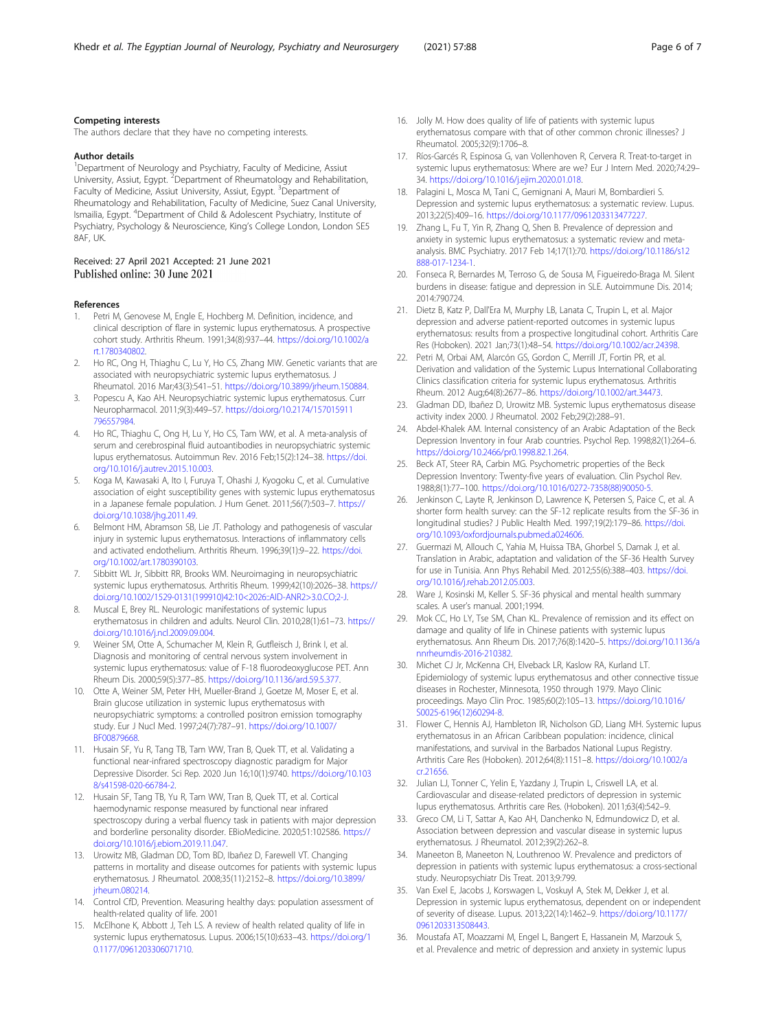### Competing interests

The authors declare that they have no competing interests.

### Author details

[1]Department of Neurology and Psychiatry, Faculty of Medicine, Assiut University, Assiut, Egypt. [2]Department of Rheumatology and Rehabilitation, Faculty of Medicine, Assiut University, Assiut, Egypt. [3]Department of Rheumatology and Rehabilitation, Faculty of Medicine, Suez Canal University, Ismailia, Egypt. [4]Department of Child & Adolescent Psychiatry, Institute of Psychiatry, Psychology & Neuroscience, King's College London, London SE5 8AF, UK.

Received: 27 April 2021 Accepted: 21 June 2021
Published online: 30 June 2021

### References

1. Petri M, Genovese M, Engle E, Hochberg M. Definition, incidence, and clinical description of flare in systemic lupus erythematosus. A prospective cohort study. Arthritis Rheum. 1991;34(8):937–44. https://doi.org/10.1002/art.1780340802.
2. Ho RC, Ong H, Thiaghu C, Lu Y, Ho CS, Zhang MW. Genetic variants that are associated with neuropsychiatric systemic lupus erythematosus. J Rheumatol. 2016 Mar;43(3):541–51. https://doi.org/10.3899/jrheum.150884.
3. Popescu A, Kao AH. Neuropsychiatric systemic lupus erythematosus. Curr Neuropharmacol. 2011;9(3):449–57. https://doi.org/10.2174/157015911796557984.
4. Ho RC, Thiaghu C, Ong H, Lu Y, Ho CS, Tam WW, et al. A meta-analysis of serum and cerebrospinal fluid autoantibodies in neuropsychiatric systemic lupus erythematosus. Autoimmun Rev. 2016 Feb;15(2):124–38. https://doi.org/10.1016/j.autrev.2015.10.003.
5. Koga M, Kawasaki A, Ito I, Furuya T, Ohashi J, Kyogoku C, et al. Cumulative association of eight susceptibility genes with systemic lupus erythematosus in a Japanese female population. J Hum Genet. 2011;56(7):503–7. https://doi.org/10.1038/jhg.2011.49.
6. Belmont HM, Abramson SB, Lie JT. Pathology and pathogenesis of vascular injury in systemic lupus erythematosus. Interactions of inflammatory cells and activated endothelium. Arthritis Rheum. 1996;39(1):9–22. https://doi.org/10.1002/art.1780390103.
7. Sibbitt WL Jr, Sibbitt RR, Brooks WM. Neuroimaging in neuropsychiatric systemic lupus erythematosus. Arthritis Rheum. 1999;42(10):2026–38. https://doi.org/10.1002/1529-0131(199910)42:10<2026::AID-ANR2>3.0.CO;2-J.
8. Muscal E, Brey RL. Neurologic manifestations of systemic lupus erythematosus in children and adults. Neurol Clin. 2010;28(1):61–73. https://doi.org/10.1016/j.ncl.2009.09.004.
9. Weiner SM, Otte A, Schumacher M, Klein R, Gutfleisch J, Brink I, et al. Diagnosis and monitoring of central nervous system involvement in systemic lupus erythematosus: value of F-18 fluorodeoxyglucose PET. Ann Rheum Dis. 2000;59(5):377–85. https://doi.org/10.1136/ard.59.5.377.
10. Otte A, Weiner SM, Peter HH, Mueller-Brand J, Goetze M, Moser E, et al. Brain glucose utilization in systemic lupus erythematosus with neuropsychiatric symptoms: a controlled positron emission tomography study. Eur J Nucl Med. 1997;24(7):787–91. https://doi.org/10.1007/BF00879668.
11. Husain SF, Yu R, Tang TB, Tam WW, Tran B, Quek TT, et al. Validating a functional near-infrared spectroscopy diagnostic paradigm for Major Depressive Disorder. Sci Rep. 2020 Jun 16;10(1):9740. https://doi.org/10.1038/s41598-020-66784-2.
12. Husain SF, Tang TB, Yu R, Tam WW, Tran B, Quek TT, et al. Cortical haemodynamic response measured by functional near infrared spectroscopy during a verbal fluency task in patients with major depression and borderline personality disorder. EBioMedicine. 2020;51:102586. https://doi.org/10.1016/j.ebiom.2019.11.047.
13. Urowitz MB, Gladman DD, Tom BD, Ibañez D, Farewell VT. Changing patterns in mortality and disease outcomes for patients with systemic lupus erythematosus. J Rheumatol. 2008;35(11):2152–8. https://doi.org/10.3899/jrheum.080214.
14. Control CfD, Prevention. Measuring healthy days: population assessment of health-related quality of life. 2001
15. McElhone K, Abbott J, Teh LS. A review of health related quality of life in systemic lupus erythematosus. Lupus. 2006;15(10):633–43. https://doi.org/10.1177/0961203306071710.
16. Jolly M. How does quality of life of patients with systemic lupus erythematosus compare with that of other common chronic illnesses? J Rheumatol. 2005;32(9):1706–8.
17. Ríos-Garcés R, Espinosa G, van Vollenhoven R, Cervera R. Treat-to-target in systemic lupus erythematosus: Where are we? Eur J Intern Med. 2020;74:29–34. https://doi.org/10.1016/j.ejim.2020.01.018.
18. Palagini L, Mosca M, Tani C, Gemignani A, Mauri M, Bombardieri S. Depression and systemic lupus erythematosus: a systematic review. Lupus. 2013;22(5):409–16. https://doi.org/10.1177/0961203313477227.
19. Zhang L, Fu T, Yin R, Zhang Q, Shen B. Prevalence of depression and anxiety in systemic lupus erythematosus: a systematic review and meta-analysis. BMC Psychiatry. 2017 Feb 14;17(1):70. https://doi.org/10.1186/s12888-017-1234-1.
20. Fonseca R, Bernardes M, Terroso G, de Sousa M, Figueiredo-Braga M. Silent burdens in disease: fatigue and depression in SLE. Autoimmune Dis. 2014;2014:790724.
21. Dietz B, Katz P, Dall'Era M, Murphy LB, Lanata C, Trupin L, et al. Major depression and adverse patient-reported outcomes in systemic lupus erythematosus: results from a prospective longitudinal cohort. Arthritis Care Res (Hoboken). 2021 Jan;73(1):48–54. https://doi.org/10.1002/acr.24398.
22. Petri M, Orbai AM, Alarcón GS, Gordon C, Merrill JT, Fortin PR, et al. Derivation and validation of the Systemic Lupus International Collaborating Clinics classification criteria for systemic lupus erythematosus. Arthritis Rheum. 2012 Aug;64(8):2677–86. https://doi.org/10.1002/art.34473.
23. Gladman DD, Ibañez D, Urowitz MB. Systemic lupus erythematosus disease activity index 2000. J Rheumatol. 2002 Feb;29(2):288–91.
24. Abdel-Khalek AM. Internal consistency of an Arabic Adaptation of the Beck Depression Inventory in four Arab countries. Psychol Rep. 1998;82(1):264–6. https://doi.org/10.2466/pr0.1998.82.1.264.
25. Beck AT, Steer RA, Carbin MG. Psychometric properties of the Beck Depression Inventory: Twenty-five years of evaluation. Clin Psychol Rev. 1988;8(1):77–100. https://doi.org/10.1016/0272-7358(88)90050-5.
26. Jenkinson C, Layte R, Jenkinson D, Lawrence K, Petersen S, Paice C, et al. A shorter form health survey: can the SF-12 replicate results from the SF-36 in longitudinal studies? J Public Health Med. 1997;19(2):179–86. https://doi.org/10.1093/oxfordjournals.pubmed.a024606.
27. Guermazi M, Allouch C, Yahia M, Huissa TBA, Ghorbel S, Damak J, et al. Translation in Arabic, adaptation and validation of the SF-36 Health Survey for use in Tunisia. Ann Phys Rehabil Med. 2012;55(6):388–403. https://doi.org/10.1016/j.rehab.2012.05.003.
28. Ware J, Kosinski M, Keller S. SF-36 physical and mental health summary scales. A user's manual. 2001;1994.
29. Mok CC, Ho LY, Tse SM, Chan KL. Prevalence of remission and its effect on damage and quality of life in Chinese patients with systemic lupus erythematosus. Ann Rheum Dis. 2017;76(8):1420–5. https://doi.org/10.1136/annrheumdis-2016-210382.
30. Michet CJ Jr, McKenna CH, Elveback LR, Kaslow RA, Kurland LT. Epidemiology of systemic lupus erythematosus and other connective tissue diseases in Rochester, Minnesota, 1950 through 1979. Mayo Clinic proceedings. Mayo Clin Proc. 1985;60(2):105–13. https://doi.org/10.1016/S0025-6196(12)60294-8.
31. Flower C, Hennis AJ, Hambleton IR, Nicholson GD, Liang MH. Systemic lupus erythematosus in an African Caribbean population: incidence, clinical manifestations, and survival in the Barbados National Lupus Registry. Arthritis Care Res (Hoboken). 2012;64(8):1151–8. https://doi.org/10.1002/acr.21656.
32. Julian LJ, Tonner C, Yelin E, Yazdany J, Trupin L, Criswell LA, et al. Cardiovascular and disease-related predictors of depression in systemic lupus erythematosus. Arthritis care Res. (Hoboken). 2011;63(4):542–9.
33. Greco CM, Li T, Sattar A, Kao AH, Danchenko N, Edmundowicz D, et al. Association between depression and vascular disease in systemic lupus erythematosus. J Rheumatol. 2012;39(2):262–8.
34. Maneeton B, Maneeton N, Louthrenoo W. Prevalence and predictors of depression in patients with systemic lupus erythematosus: a cross-sectional study. Neuropsychiatr Dis Treat. 2013;9:799.
35. Van Exel E, Jacobs J, Korswagen L, Voskuyl A, Stek M, Dekker J, et al. Depression in systemic lupus erythematosus, dependent on or independent of severity of disease. Lupus. 2013;22(14):1462–9. https://doi.org/10.1177/0961203313508443.
36. Moustafa AT, Moazzami M, Engel L, Bangert E, Hassanein M, Marzouk S, et al. Prevalence and metric of depression and anxiety in systemic lupus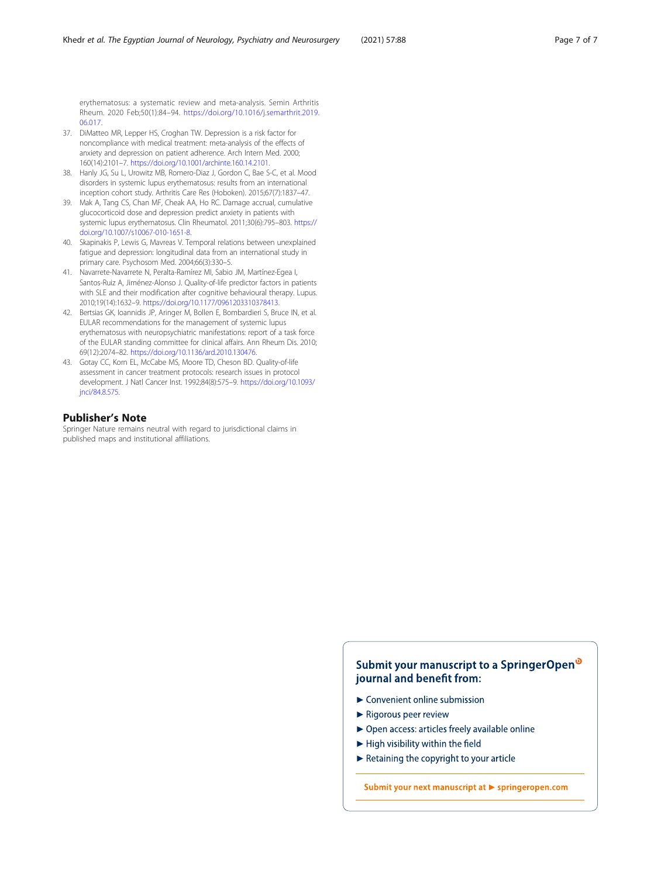erythematosus: a systematic review and meta-analysis. Semin Arthritis Rheum. 2020 Feb;50(1):84–94. https://doi.org/10.1016/j.semarthrit.2019.06.017.

37. DiMatteo MR, Lepper HS, Croghan TW. Depression is a risk factor for noncompliance with medical treatment: meta-analysis of the effects of anxiety and depression on patient adherence. Arch Intern Med. 2000; 160(14):2101–7. https://doi.org/10.1001/archinte.160.14.2101.
38. Hanly JG, Su L, Urowitz MB, Romero-Diaz J, Gordon C, Bae S-C, et al. Mood disorders in systemic lupus erythematosus: results from an international inception cohort study. Arthritis Care Res (Hoboken). 2015;67(7):1837–47.
39. Mak A, Tang CS, Chan MF, Cheak AA, Ho RC. Damage accrual, cumulative glucocorticoid dose and depression predict anxiety in patients with systemic lupus erythematosus. Clin Rheumatol. 2011;30(6):795–803. https://doi.org/10.1007/s10067-010-1651-8.
40. Skapinakis P, Lewis G, Mavreas V. Temporal relations between unexplained fatigue and depression: longitudinal data from an international study in primary care. Psychosom Med. 2004;66(3):330–5.
41. Navarrete-Navarrete N, Peralta-Ramírez MI, Sabio JM, Martínez-Egea I, Santos-Ruiz A, Jiménez-Alonso J. Quality-of-life predictor factors in patients with SLE and their modification after cognitive behavioural therapy. Lupus. 2010;19(14):1632–9. https://doi.org/10.1177/0961203310378413.
42. Bertsias GK, Ioannidis JP, Aringer M, Bollen E, Bombardieri S, Bruce IN, et al. EULAR recommendations for the management of systemic lupus erythematosus with neuropsychiatric manifestations: report of a task force of the EULAR standing committee for clinical affairs. Ann Rheum Dis. 2010; 69(12):2074–82. https://doi.org/10.1136/ard.2010.130476.
43. Gotay CC, Korn EL, McCabe MS, Moore TD, Cheson BD. Quality-of-life assessment in cancer treatment protocols: research issues in protocol development. J Natl Cancer Inst. 1992;84(8):575–9. https://doi.org/10.1093/jnci/84.8.575.

## Publisher's Note

Springer Nature remains neutral with regard to jurisdictional claims in published maps and institutional affiliations.

**Submit your manuscript to a SpringerOpen journal and benefit from:**

- ► Convenient online submission
- ► Rigorous peer review
- ► Open access: articles freely available online
- ► High visibility within the field
- ► Retaining the copyright to your article

**Submit your next manuscript at ► springeropen.com**